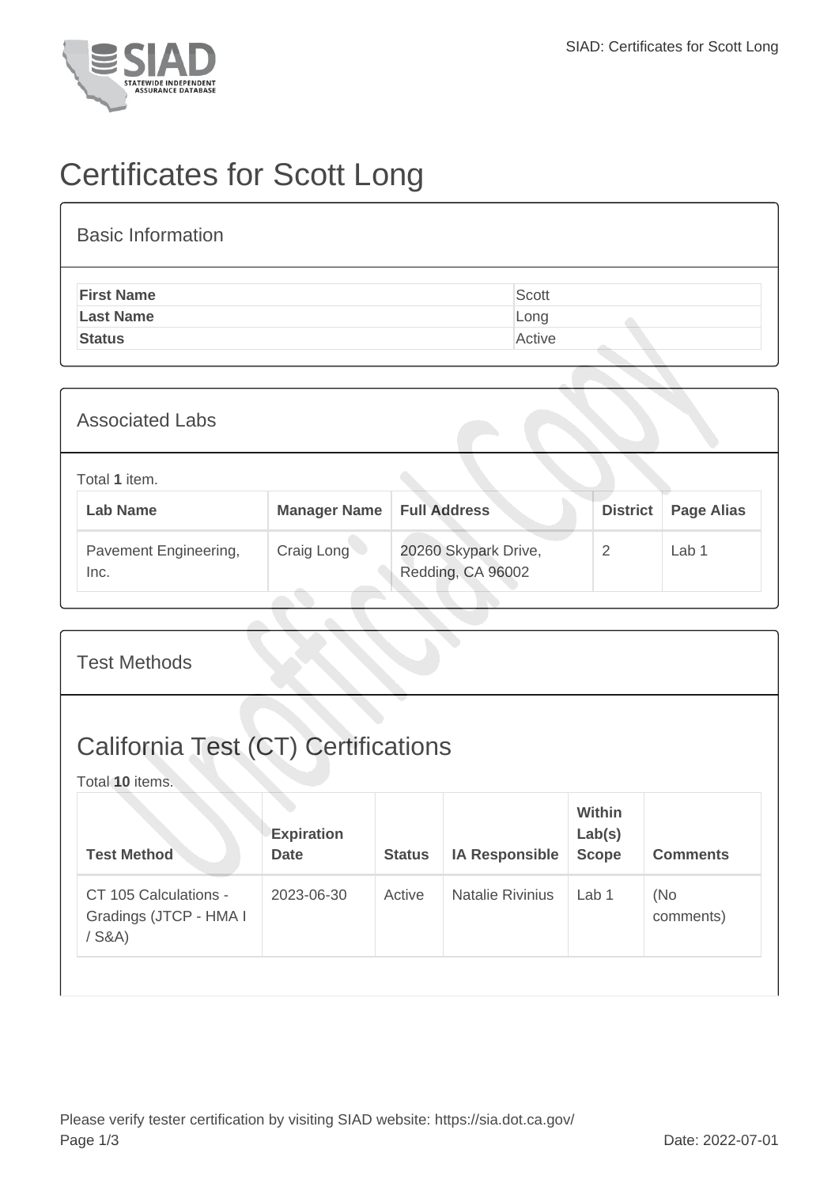# Certificates for Scott Long

## Basic Information

| | |
|---|---|
| **First Name** | Scott |
| **Last Name** | Long |
| **Status** | Active |

## Associated Labs

Total **1** item.

| Lab Name | Manager Name | Full Address | District | Page Alias |
|---|---|---|---|---|
| Pavement Engineering, Inc. | Craig Long | 20260 Skypark Drive, Redding, CA 96002 | 2 | Lab 1 |

## Test Methods

## California Test (CT) Certifications

Total **10** items.

| Test Method | Expiration Date | Status | IA Responsible | Within Lab(s) Scope | Comments |
|---|---|---|---|---|---|
| CT 105 Calculations - Gradings (JTCP - HMA I / S&A) | 2023-06-30 | Active | Natalie Rivinius | Lab 1 | (No comments) |

Please verify tester certification by visiting SIAD website: https://sia.dot.ca.gov/

Date: 2022-07-01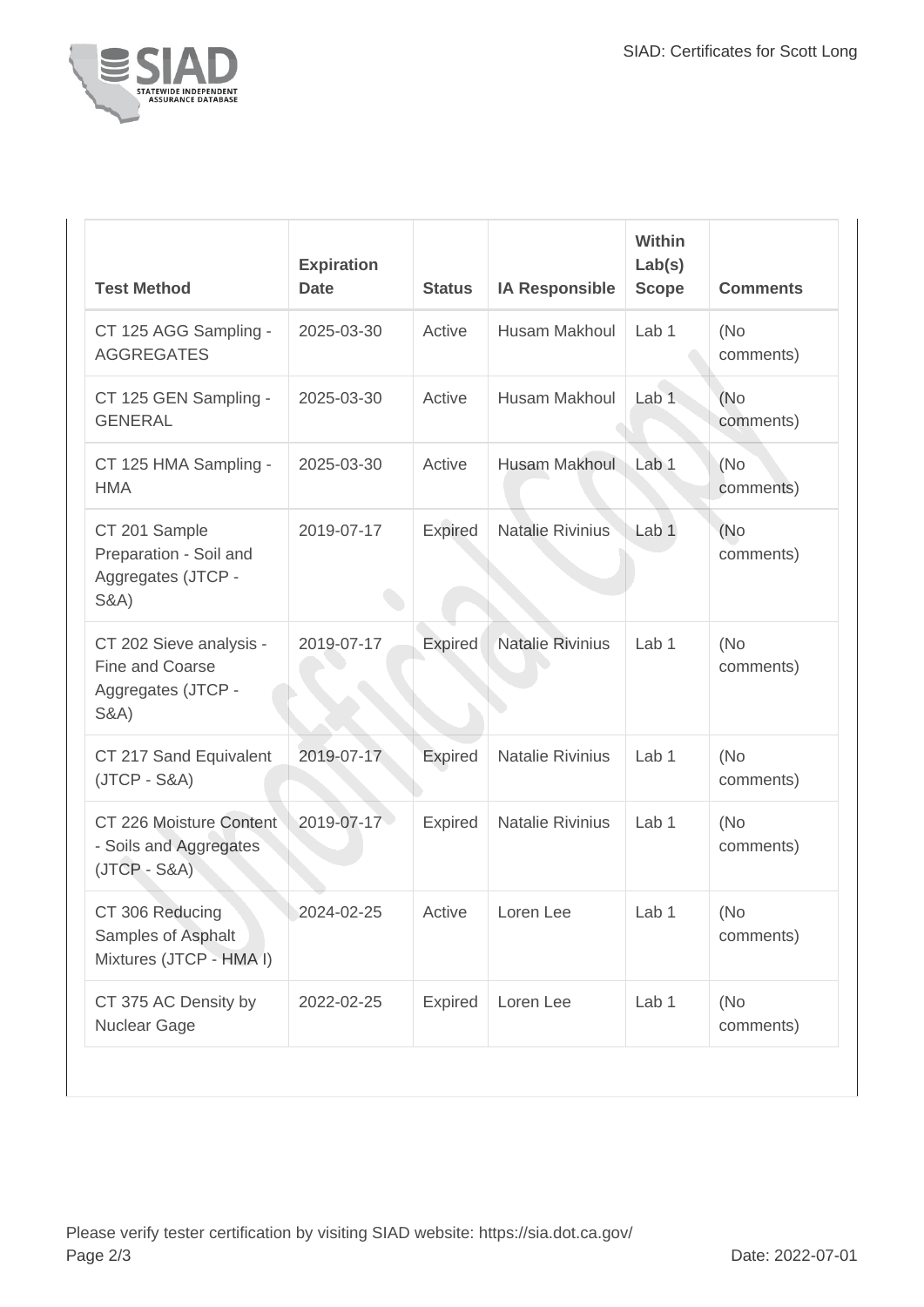| Test Method | Expiration Date | Status | IA Responsible | Within Lab(s) Scope | Comments |
| --- | --- | --- | --- | --- | --- |
| CT 125 AGG Sampling - AGGREGATES | 2025-03-30 | Active | Husam Makhoul | Lab 1 | (No comments) |
| CT 125 GEN Sampling - GENERAL | 2025-03-30 | Active | Husam Makhoul | Lab 1 | (No comments) |
| CT 125 HMA Sampling - HMA | 2025-03-30 | Active | Husam Makhoul | Lab 1 | (No comments) |
| CT 201 Sample Preparation - Soil and Aggregates (JTCP - S&A) | 2019-07-17 | Expired | Natalie Rivinius | Lab 1 | (No comments) |
| CT 202 Sieve analysis - Fine and Coarse Aggregates (JTCP - S&A) | 2019-07-17 | Expired | Natalie Rivinius | Lab 1 | (No comments) |
| CT 217 Sand Equivalent (JTCP - S&A) | 2019-07-17 | Expired | Natalie Rivinius | Lab 1 | (No comments) |
| CT 226 Moisture Content - Soils and Aggregates (JTCP - S&A) | 2019-07-17 | Expired | Natalie Rivinius | Lab 1 | (No comments) |
| CT 306 Reducing Samples of Asphalt Mixtures (JTCP - HMA I) | 2024-02-25 | Active | Loren Lee | Lab 1 | (No comments) |
| CT 375 AC Density by Nuclear Gage | 2022-02-25 | Expired | Loren Lee | Lab 1 | (No comments) |

Please verify tester certification by visiting SIAD website: https://sia.dot.ca.gov/

Date: 2022-07-01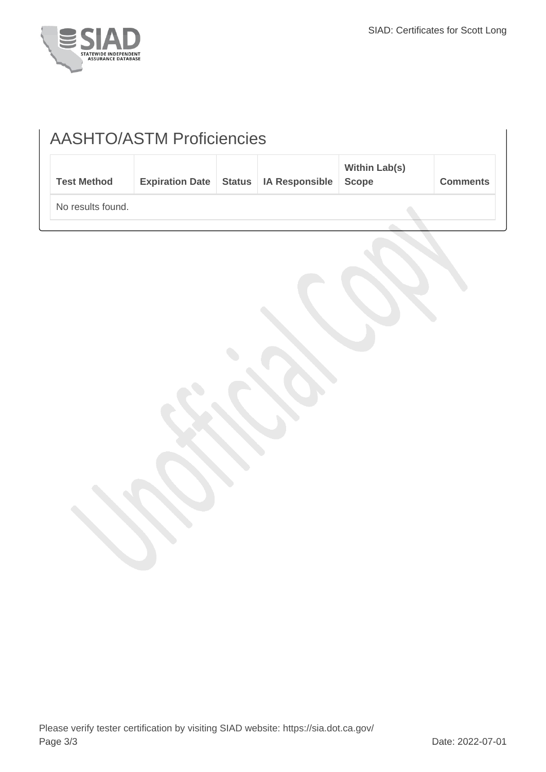## AASHTO/ASTM Proficiencies

| Test Method | Expiration Date | Status | IA Responsible | Within Lab(s) Scope | Comments |
|---|---|---|---|---|---|
| No results found. | | | | | |

Please verify tester certification by visiting SIAD website: https://sia.dot.ca.gov/

Date: 2022-07-01